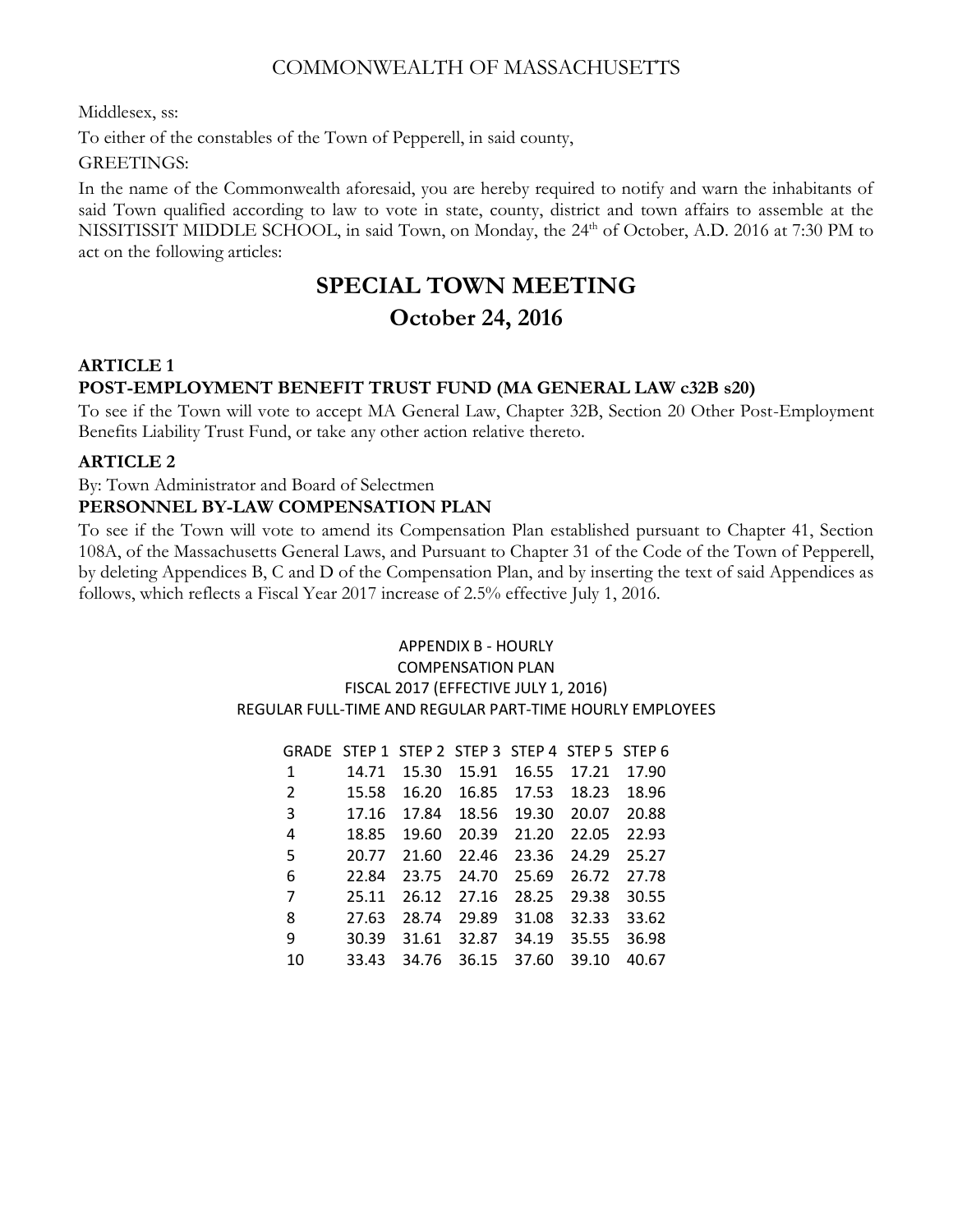COMMONWEALTH OF MASSACHUSETTS

Middlesex, ss:

To either of the constables of the Town of Pepperell, in said county,

GREETINGS:

In the name of the Commonwealth aforesaid, you are hereby required to notify and warn the inhabitants of said Town qualified according to law to vote in state, county, district and town affairs to assemble at the NISSITISSIT MIDDLE SCHOOL, in said Town, on Monday, the 24th of October, A.D. 2016 at 7:30 PM to act on the following articles:

# SPECIAL TOWN MEETING
# October 24, 2016

**ARTICLE 1**

**POST-EMPLOYMENT BENEFIT TRUST FUND (MA GENERAL LAW c32B s20)**

To see if the Town will vote to accept MA General Law, Chapter 32B, Section 20 Other Post-Employment Benefits Liability Trust Fund, or take any other action relative thereto.

**ARTICLE 2**

By: Town Administrator and Board of Selectmen

**PERSONNEL BY-LAW COMPENSATION PLAN**

To see if the Town will vote to amend its Compensation Plan established pursuant to Chapter 41, Section 108A, of the Massachusetts General Laws, and Pursuant to Chapter 31 of the Code of the Town of Pepperell, by deleting Appendices B, C and D of the Compensation Plan, and by inserting the text of said Appendices as follows, which reflects a Fiscal Year 2017 increase of 2.5% effective July 1, 2016.

APPENDIX B - HOURLY
COMPENSATION PLAN
FISCAL 2017 (EFFECTIVE JULY 1, 2016)
REGULAR FULL-TIME AND REGULAR PART-TIME HOURLY EMPLOYEES

| GRADE | STEP 1 | STEP 2 | STEP 3 | STEP 4 | STEP 5 | STEP 6 |
|---|---|---|---|---|---|---|
| 1 | 14.71 | 15.30 | 15.91 | 16.55 | 17.21 | 17.90 |
| 2 | 15.58 | 16.20 | 16.85 | 17.53 | 18.23 | 18.96 |
| 3 | 17.16 | 17.84 | 18.56 | 19.30 | 20.07 | 20.88 |
| 4 | 18.85 | 19.60 | 20.39 | 21.20 | 22.05 | 22.93 |
| 5 | 20.77 | 21.60 | 22.46 | 23.36 | 24.29 | 25.27 |
| 6 | 22.84 | 23.75 | 24.70 | 25.69 | 26.72 | 27.78 |
| 7 | 25.11 | 26.12 | 27.16 | 28.25 | 29.38 | 30.55 |
| 8 | 27.63 | 28.74 | 29.89 | 31.08 | 32.33 | 33.62 |
| 9 | 30.39 | 31.61 | 32.87 | 34.19 | 35.55 | 36.98 |
| 10 | 33.43 | 34.76 | 36.15 | 37.60 | 39.10 | 40.67 |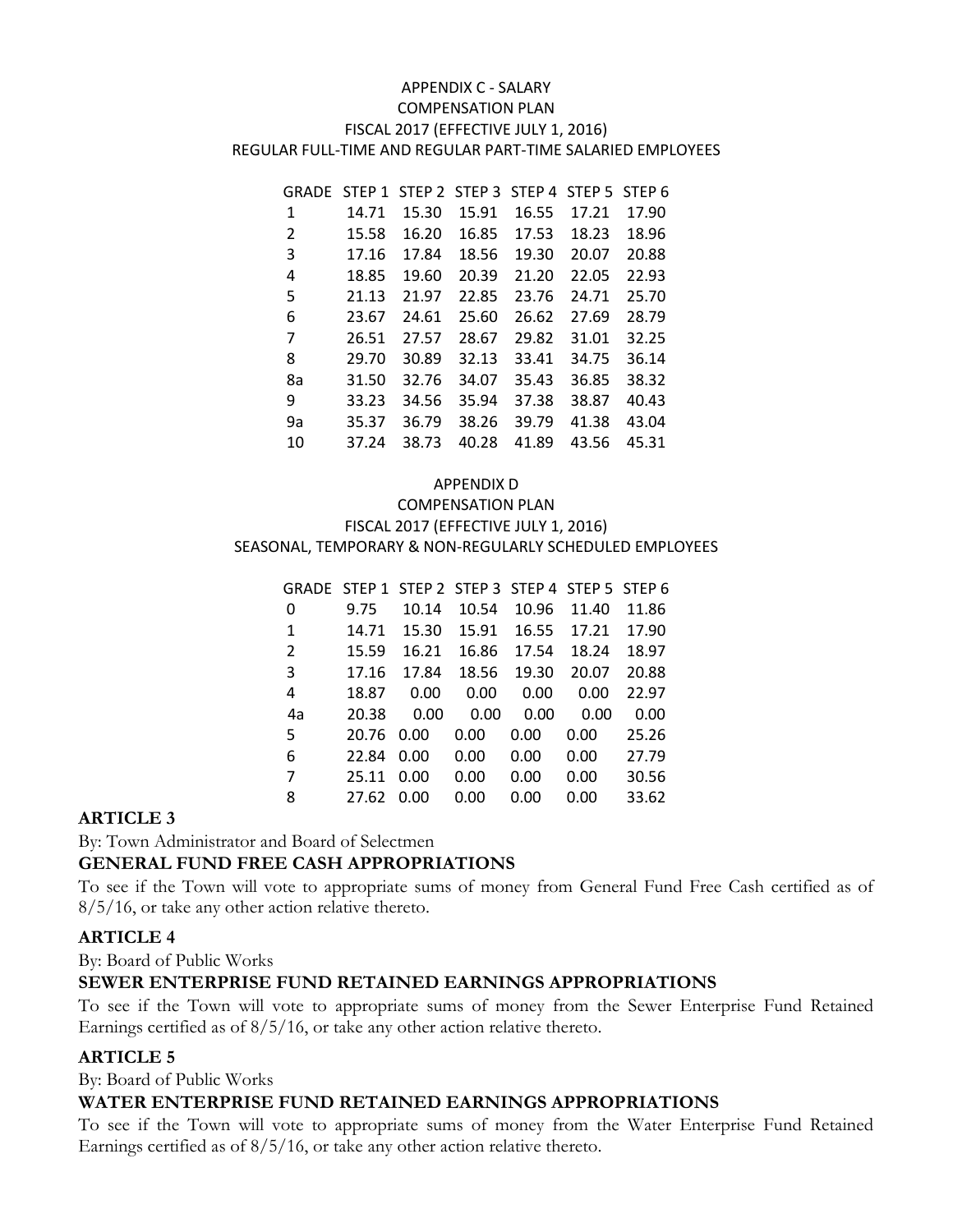APPENDIX C - SALARY
COMPENSATION PLAN
FISCAL 2017 (EFFECTIVE JULY 1, 2016)
REGULAR FULL-TIME AND REGULAR PART-TIME SALARIED EMPLOYEES

| GRADE | STEP 1 | STEP 2 | STEP 3 | STEP 4 | STEP 5 | STEP 6 |
|---|---|---|---|---|---|---|
| 1 | 14.71 | 15.30 | 15.91 | 16.55 | 17.21 | 17.90 |
| 2 | 15.58 | 16.20 | 16.85 | 17.53 | 18.23 | 18.96 |
| 3 | 17.16 | 17.84 | 18.56 | 19.30 | 20.07 | 20.88 |
| 4 | 18.85 | 19.60 | 20.39 | 21.20 | 22.05 | 22.93 |
| 5 | 21.13 | 21.97 | 22.85 | 23.76 | 24.71 | 25.70 |
| 6 | 23.67 | 24.61 | 25.60 | 26.62 | 27.69 | 28.79 |
| 7 | 26.51 | 27.57 | 28.67 | 29.82 | 31.01 | 32.25 |
| 8 | 29.70 | 30.89 | 32.13 | 33.41 | 34.75 | 36.14 |
| 8a | 31.50 | 32.76 | 34.07 | 35.43 | 36.85 | 38.32 |
| 9 | 33.23 | 34.56 | 35.94 | 37.38 | 38.87 | 40.43 |
| 9a | 35.37 | 36.79 | 38.26 | 39.79 | 41.38 | 43.04 |
| 10 | 37.24 | 38.73 | 40.28 | 41.89 | 43.56 | 45.31 |

APPENDIX D
COMPENSATION PLAN
FISCAL 2017 (EFFECTIVE JULY 1, 2016)
SEASONAL, TEMPORARY & NON-REGULARLY SCHEDULED EMPLOYEES

| GRADE | STEP 1 | STEP 2 | STEP 3 | STEP 4 | STEP 5 | STEP 6 |
|---|---|---|---|---|---|---|
| 0 | 9.75 | 10.14 | 10.54 | 10.96 | 11.40 | 11.86 |
| 1 | 14.71 | 15.30 | 15.91 | 16.55 | 17.21 | 17.90 |
| 2 | 15.59 | 16.21 | 16.86 | 17.54 | 18.24 | 18.97 |
| 3 | 17.16 | 17.84 | 18.56 | 19.30 | 20.07 | 20.88 |
| 4 | 18.87 | 0.00 | 0.00 | 0.00 | 0.00 | 22.97 |
| 4a | 20.38 | 0.00 | 0.00 | 0.00 | 0.00 | 0.00 |
| 5 | 20.76 | 0.00 | 0.00 | 0.00 | 0.00 | 25.26 |
| 6 | 22.84 | 0.00 | 0.00 | 0.00 | 0.00 | 27.79 |
| 7 | 25.11 | 0.00 | 0.00 | 0.00 | 0.00 | 30.56 |
| 8 | 27.62 | 0.00 | 0.00 | 0.00 | 0.00 | 33.62 |

**ARTICLE 3**

By: Town Administrator and Board of Selectmen

**GENERAL FUND FREE CASH APPROPRIATIONS**

To see if the Town will vote to appropriate sums of money from General Fund Free Cash certified as of 8/5/16, or take any other action relative thereto.

**ARTICLE 4**

By: Board of Public Works

**SEWER ENTERPRISE FUND RETAINED EARNINGS APPROPRIATIONS**

To see if the Town will vote to appropriate sums of money from the Sewer Enterprise Fund Retained Earnings certified as of 8/5/16, or take any other action relative thereto.

**ARTICLE 5**

By: Board of Public Works

**WATER ENTERPRISE FUND RETAINED EARNINGS APPROPRIATIONS**

To see if the Town will vote to appropriate sums of money from the Water Enterprise Fund Retained Earnings certified as of 8/5/16, or take any other action relative thereto.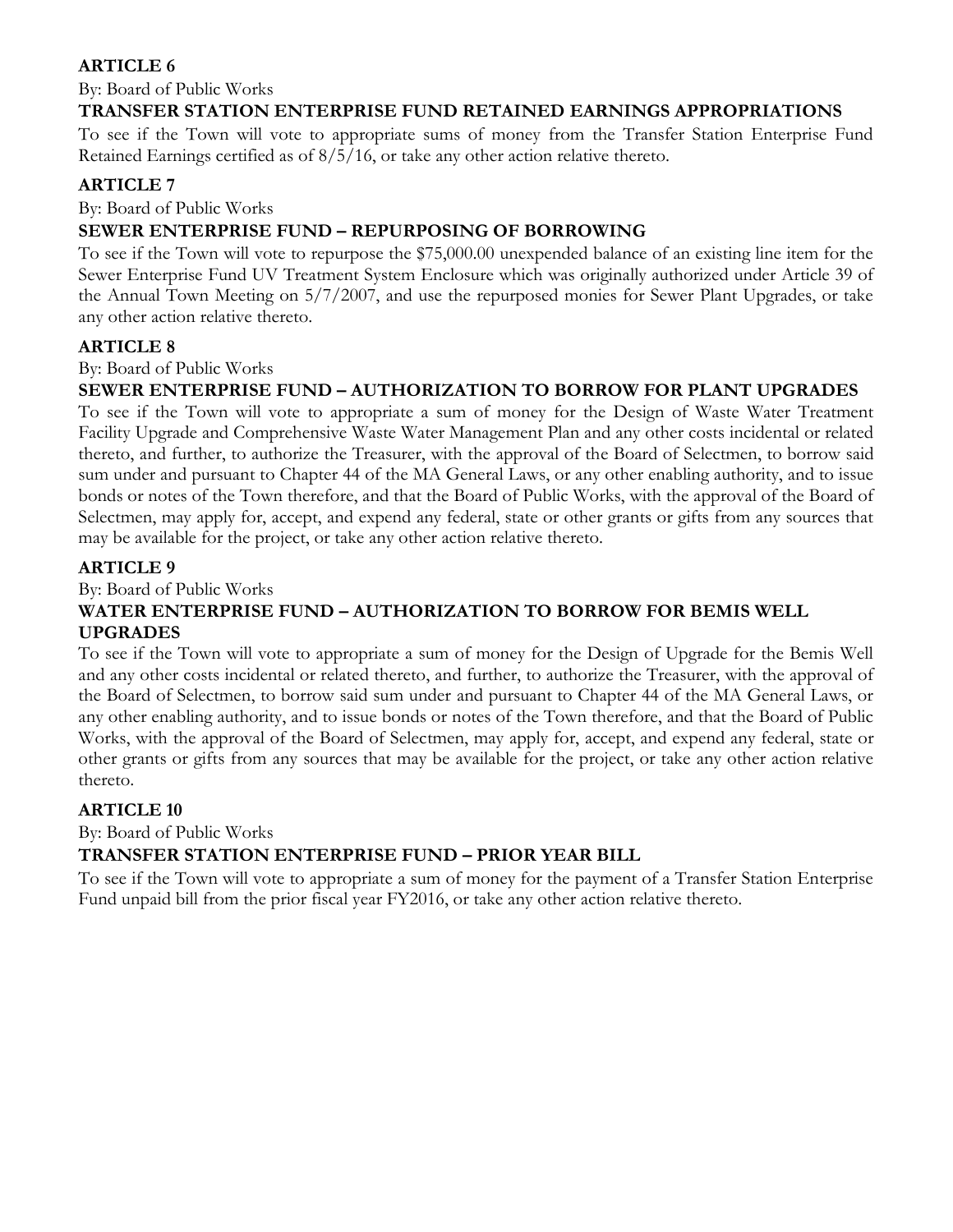### ARTICLE 6

By: Board of Public Works

**TRANSFER STATION ENTERPRISE FUND RETAINED EARNINGS APPROPRIATIONS**

To see if the Town will vote to appropriate sums of money from the Transfer Station Enterprise Fund Retained Earnings certified as of 8/5/16, or take any other action relative thereto.

### ARTICLE 7

By: Board of Public Works

**SEWER ENTERPRISE FUND – REPURPOSING OF BORROWING**

To see if the Town will vote to repurpose the $75,000.00 unexpended balance of an existing line item for the Sewer Enterprise Fund UV Treatment System Enclosure which was originally authorized under Article 39 of the Annual Town Meeting on 5/7/2007, and use the repurposed monies for Sewer Plant Upgrades, or take any other action relative thereto.

### ARTICLE 8

By: Board of Public Works

**SEWER ENTERPRISE FUND – AUTHORIZATION TO BORROW FOR PLANT UPGRADES**

To see if the Town will vote to appropriate a sum of money for the Design of Waste Water Treatment Facility Upgrade and Comprehensive Waste Water Management Plan and any other costs incidental or related thereto, and further, to authorize the Treasurer, with the approval of the Board of Selectmen, to borrow said sum under and pursuant to Chapter 44 of the MA General Laws, or any other enabling authority, and to issue bonds or notes of the Town therefore, and that the Board of Public Works, with the approval of the Board of Selectmen, may apply for, accept, and expend any federal, state or other grants or gifts from any sources that may be available for the project, or take any other action relative thereto.

### ARTICLE 9

By: Board of Public Works

**WATER ENTERPRISE FUND – AUTHORIZATION TO BORROW FOR BEMIS WELL UPGRADES**

To see if the Town will vote to appropriate a sum of money for the Design of Upgrade for the Bemis Well and any other costs incidental or related thereto, and further, to authorize the Treasurer, with the approval of the Board of Selectmen, to borrow said sum under and pursuant to Chapter 44 of the MA General Laws, or any other enabling authority, and to issue bonds or notes of the Town therefore, and that the Board of Public Works, with the approval of the Board of Selectmen, may apply for, accept, and expend any federal, state or other grants or gifts from any sources that may be available for the project, or take any other action relative thereto.

### ARTICLE 10

By: Board of Public Works

**TRANSFER STATION ENTERPRISE FUND – PRIOR YEAR BILL**

To see if the Town will vote to appropriate a sum of money for the payment of a Transfer Station Enterprise Fund unpaid bill from the prior fiscal year FY2016, or take any other action relative thereto.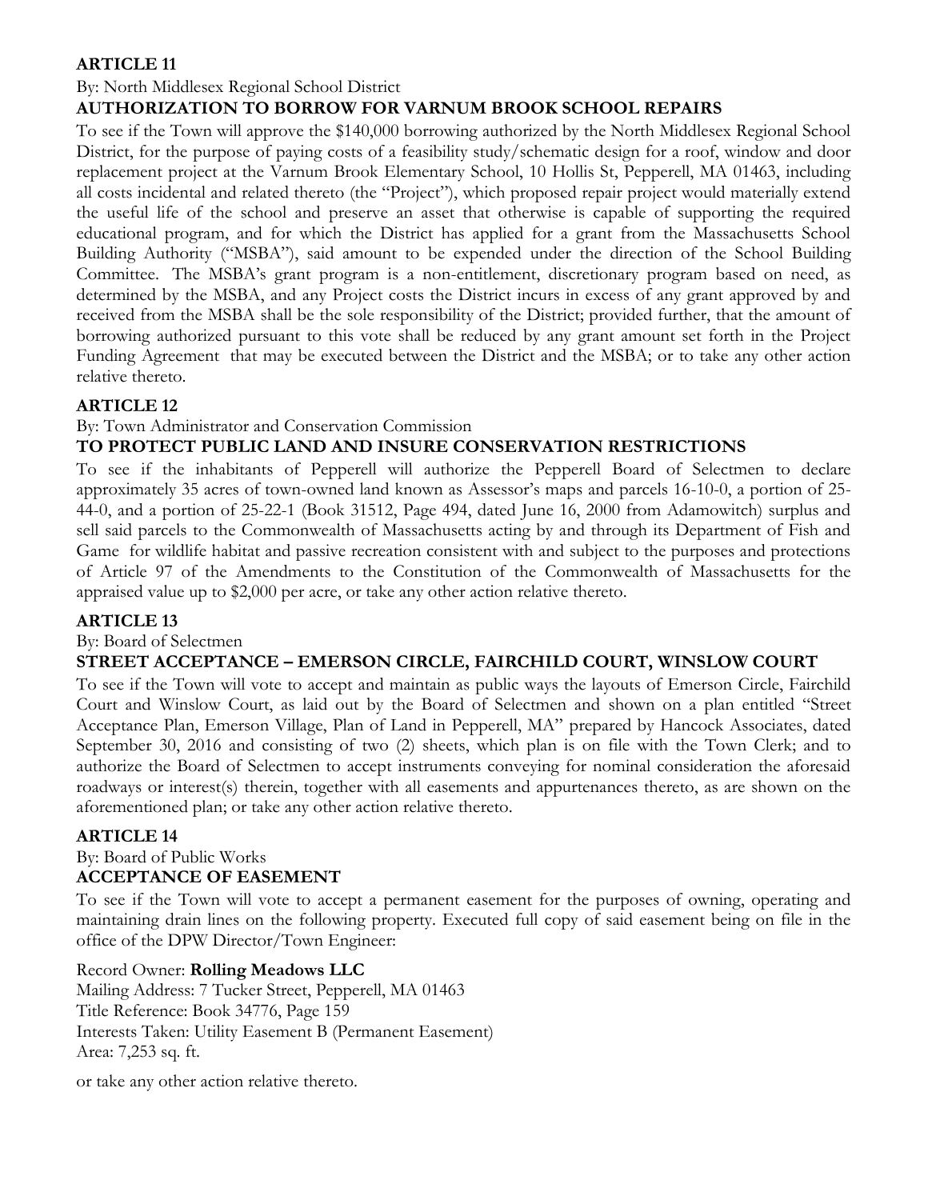## ARTICLE 11

By: North Middlesex Regional School District

### AUTHORIZATION TO BORROW FOR VARNUM BROOK SCHOOL REPAIRS

To see if the Town will approve the $140,000 borrowing authorized by the North Middlesex Regional School District, for the purpose of paying costs of a feasibility study/schematic design for a roof, window and door replacement project at the Varnum Brook Elementary School, 10 Hollis St, Pepperell, MA 01463, including all costs incidental and related thereto (the "Project"), which proposed repair project would materially extend the useful life of the school and preserve an asset that otherwise is capable of supporting the required educational program, and for which the District has applied for a grant from the Massachusetts School Building Authority ("MSBA"), said amount to be expended under the direction of the School Building Committee. The MSBA's grant program is a non-entitlement, discretionary program based on need, as determined by the MSBA, and any Project costs the District incurs in excess of any grant approved by and received from the MSBA shall be the sole responsibility of the District; provided further, that the amount of borrowing authorized pursuant to this vote shall be reduced by any grant amount set forth in the Project Funding Agreement that may be executed between the District and the MSBA; or to take any other action relative thereto.

## ARTICLE 12

By: Town Administrator and Conservation Commission

### TO PROTECT PUBLIC LAND AND INSURE CONSERVATION RESTRICTIONS

To see if the inhabitants of Pepperell will authorize the Pepperell Board of Selectmen to declare approximately 35 acres of town-owned land known as Assessor's maps and parcels 16-10-0, a portion of 25-44-0, and a portion of 25-22-1 (Book 31512, Page 494, dated June 16, 2000 from Adamowitch) surplus and sell said parcels to the Commonwealth of Massachusetts acting by and through its Department of Fish and Game for wildlife habitat and passive recreation consistent with and subject to the purposes and protections of Article 97 of the Amendments to the Constitution of the Commonwealth of Massachusetts for the appraised value up to $2,000 per acre, or take any other action relative thereto.

## ARTICLE 13

By: Board of Selectmen

### STREET ACCEPTANCE – EMERSON CIRCLE, FAIRCHILD COURT, WINSLOW COURT

To see if the Town will vote to accept and maintain as public ways the layouts of Emerson Circle, Fairchild Court and Winslow Court, as laid out by the Board of Selectmen and shown on a plan entitled "Street Acceptance Plan, Emerson Village, Plan of Land in Pepperell, MA" prepared by Hancock Associates, dated September 30, 2016 and consisting of two (2) sheets, which plan is on file with the Town Clerk; and to authorize the Board of Selectmen to accept instruments conveying for nominal consideration the aforesaid roadways or interest(s) therein, together with all easements and appurtenances thereto, as are shown on the aforementioned plan; or take any other action relative thereto.

## ARTICLE 14

By: Board of Public Works

### ACCEPTANCE OF EASEMENT

To see if the Town will vote to accept a permanent easement for the purposes of owning, operating and maintaining drain lines on the following property. Executed full copy of said easement being on file in the office of the DPW Director/Town Engineer:

Record Owner: **Rolling Meadows LLC**
Mailing Address: 7 Tucker Street, Pepperell, MA 01463
Title Reference: Book 34776, Page 159
Interests Taken: Utility Easement B (Permanent Easement)
Area: 7,253 sq. ft.

or take any other action relative thereto.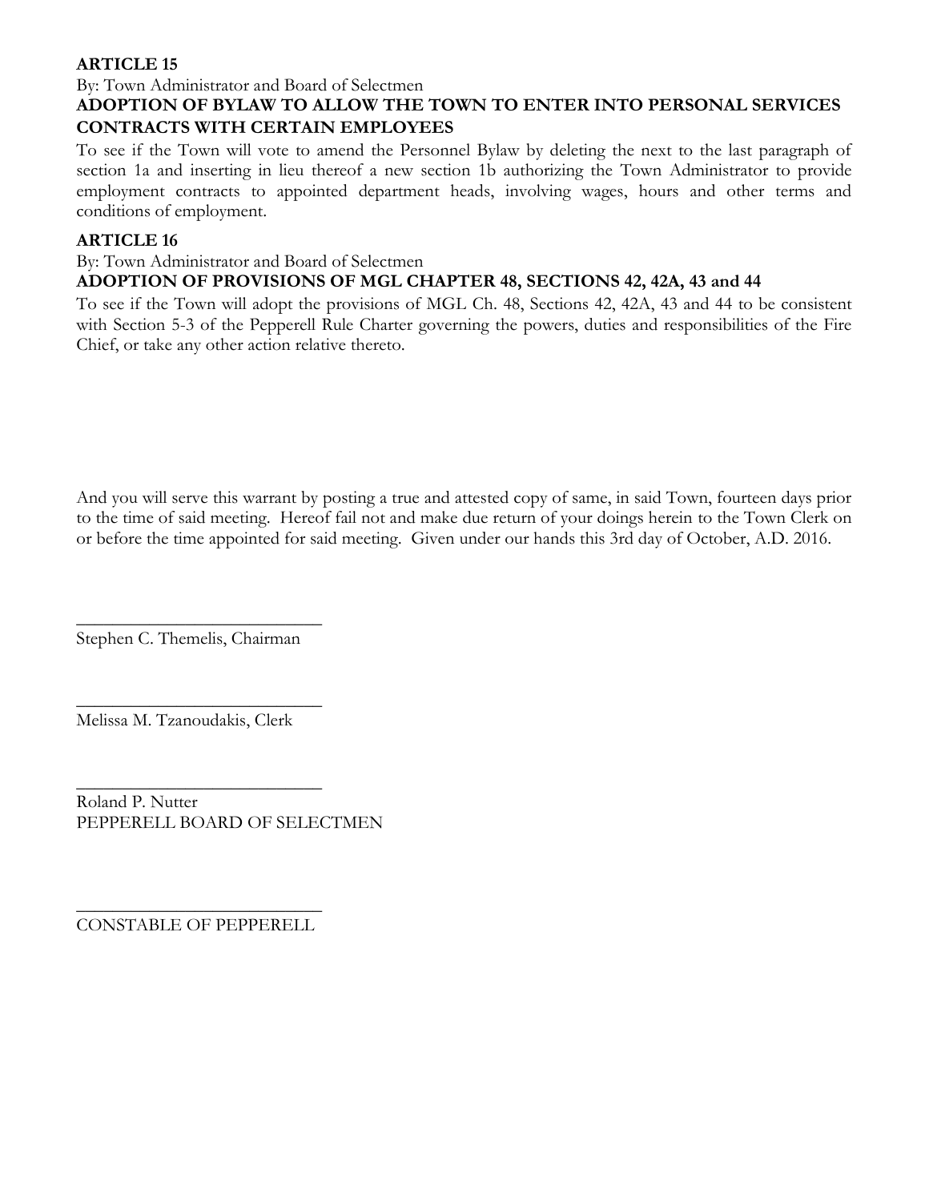**ARTICLE 15**

By: Town Administrator and Board of Selectmen

**ADOPTION OF BYLAW TO ALLOW THE TOWN TO ENTER INTO PERSONAL SERVICES CONTRACTS WITH CERTAIN EMPLOYEES**

To see if the Town will vote to amend the Personnel Bylaw by deleting the next to the last paragraph of section 1a and inserting in lieu thereof a new section 1b authorizing the Town Administrator to provide employment contracts to appointed department heads, involving wages, hours and other terms and conditions of employment.

**ARTICLE 16**

By: Town Administrator and Board of Selectmen

**ADOPTION OF PROVISIONS OF MGL CHAPTER 48, SECTIONS 42, 42A, 43 and 44**

To see if the Town will adopt the provisions of MGL Ch. 48, Sections 42, 42A, 43 and 44 to be consistent with Section 5-3 of the Pepperell Rule Charter governing the powers, duties and responsibilities of the Fire Chief, or take any other action relative thereto.

And you will serve this warrant by posting a true and attested copy of same, in said Town, fourteen days prior to the time of said meeting. Hereof fail not and make due return of your doings herein to the Town Clerk on or before the time appointed for said meeting. Given under our hands this 3rd day of October, A.D. 2016.

\_\_\_\_\_\_\_\_\_\_\_\_\_\_\_\_\_\_\_\_\_\_\_\_\_\_\_

Stephen C. Themelis, Chairman

\_\_\_\_\_\_\_\_\_\_\_\_\_\_\_\_\_\_\_\_\_\_\_\_\_\_\_

Melissa M. Tzanoudakis, Clerk

\_\_\_\_\_\_\_\_\_\_\_\_\_\_\_\_\_\_\_\_\_\_\_\_\_\_\_

Roland P. Nutter

PEPPERELL BOARD OF SELECTMEN

\_\_\_\_\_\_\_\_\_\_\_\_\_\_\_\_\_\_\_\_\_\_\_\_\_\_\_

CONSTABLE OF PEPPERELL